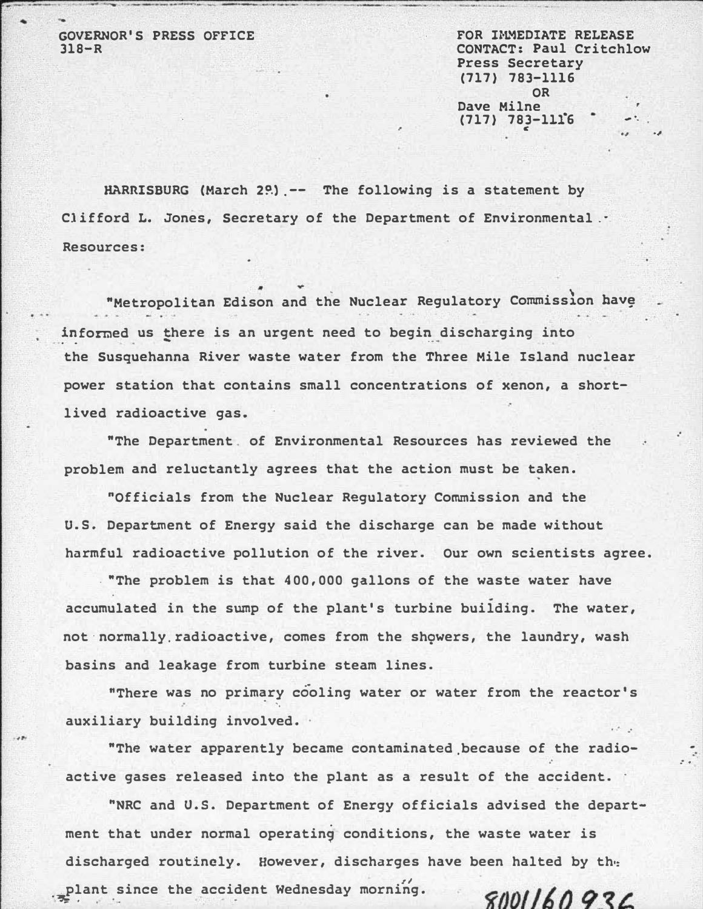GOVERNOR'S PRESS OFFICE
318-R

FOR IMMEDIATE RELEASE
CONTACT: Paul Critchlow
Press Secretary
(717) 783-1116
OR
Dave Milne
(717) 783-1116

HARRISBURG (March 29) -- The following is a statement by Clifford L. Jones, Secretary of the Department of Environmental Resources:

"Metropolitan Edison and the Nuclear Regulatory Commission have informed us there is an urgent need to begin discharging into the Susquehanna River waste water from the Three Mile Island nuclear power station that contains small concentrations of xenon, a short-lived radioactive gas.

"The Department of Environmental Resources has reviewed the problem and reluctantly agrees that the action must be taken.

"Officials from the Nuclear Regulatory Commission and the U.S. Department of Energy said the discharge can be made without harmful radioactive pollution of the river. Our own scientists agree.

"The problem is that 400,000 gallons of the waste water have accumulated in the sump of the plant's turbine building. The water, not normally radioactive, comes from the showers, the laundry, wash basins and leakage from turbine steam lines.

"There was no primary cooling water or water from the reactor's auxiliary building involved.

"The water apparently became contaminated because of the radioactive gases released into the plant as a result of the accident.

"NRC and U.S. Department of Energy officials advised the department that under normal operating conditions, the waste water is discharged routinely. However, discharges have been halted by the plant since the accident Wednesday morning.

8001160936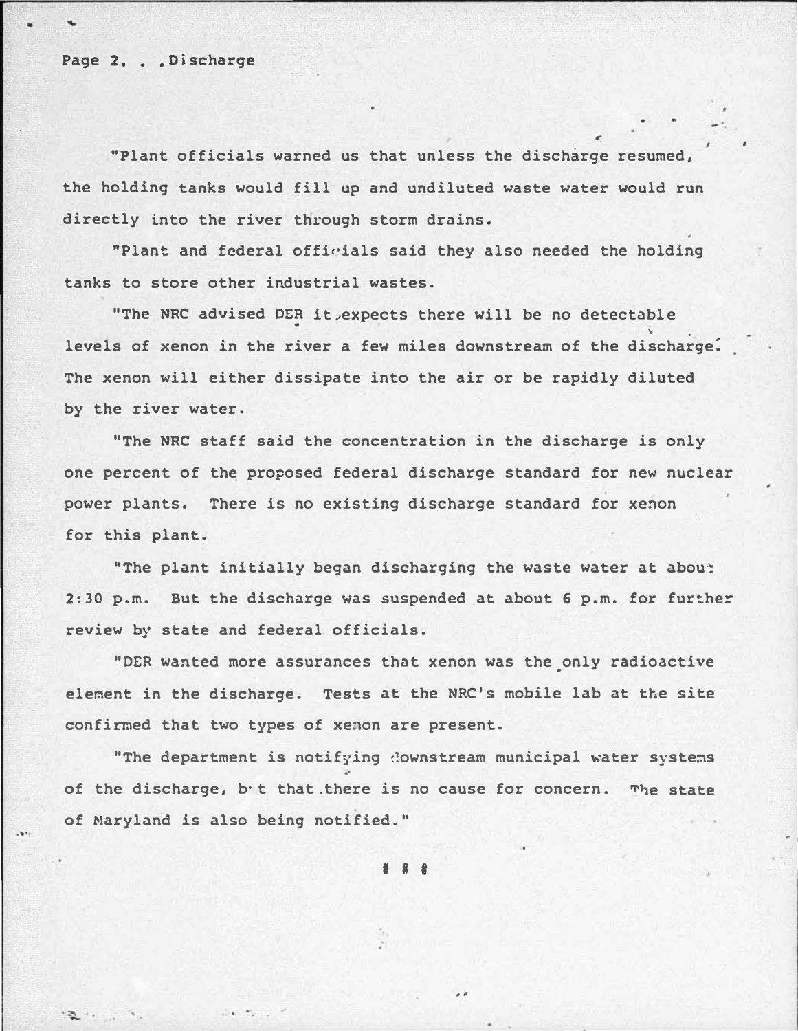"Plant officials warned us that unless the discharge resumed, the holding tanks would fill up and undiluted waste water would run directly into the river through storm drains.

"Plant and federal officials said they also needed the holding tanks to store other industrial wastes.

"The NRC advised DER it expects there will be no detectable levels of xenon in the river a few miles downstream of the discharge. The xenon will either dissipate into the air or be rapidly diluted by the river water.

"The NRC staff said the concentration in the discharge is only one percent of the proposed federal discharge standard for new nuclear power plants. There is no existing discharge standard for xenon for this plant.

"The plant initially began discharging the waste water at about 2:30 p.m. But the discharge was suspended at about 6 p.m. for further review by state and federal officials.

"DER wanted more assurances that xenon was the only radioactive element in the discharge. Tests at the NRC's mobile lab at the site confirmed that two types of xenon are present.

"The department is notifying downstream municipal water systems of the discharge, but that there is no cause for concern. The state of Maryland is also being notified."

# # #